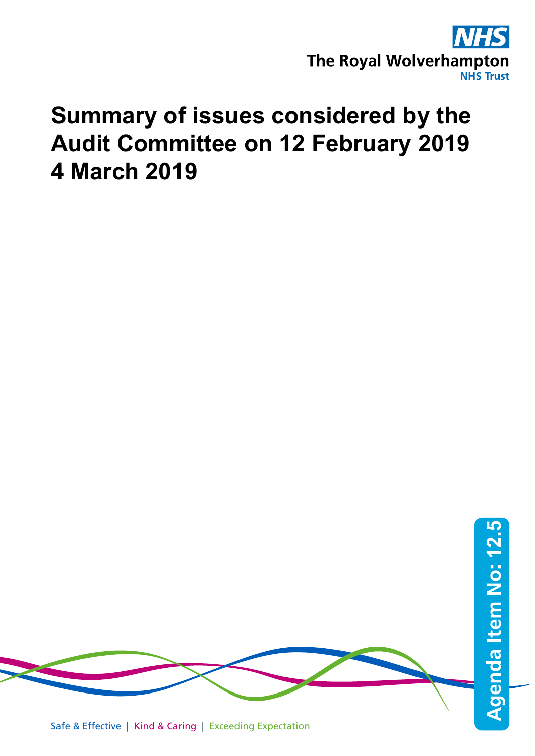The Royal Wolverhampton NHS Trust

# Summary of issues considered by the Audit Committee on 12 February 2019
# 4 March 2019

Agenda Item No: 12.5

Safe & Effective | Kind & Caring | Exceeding Expectation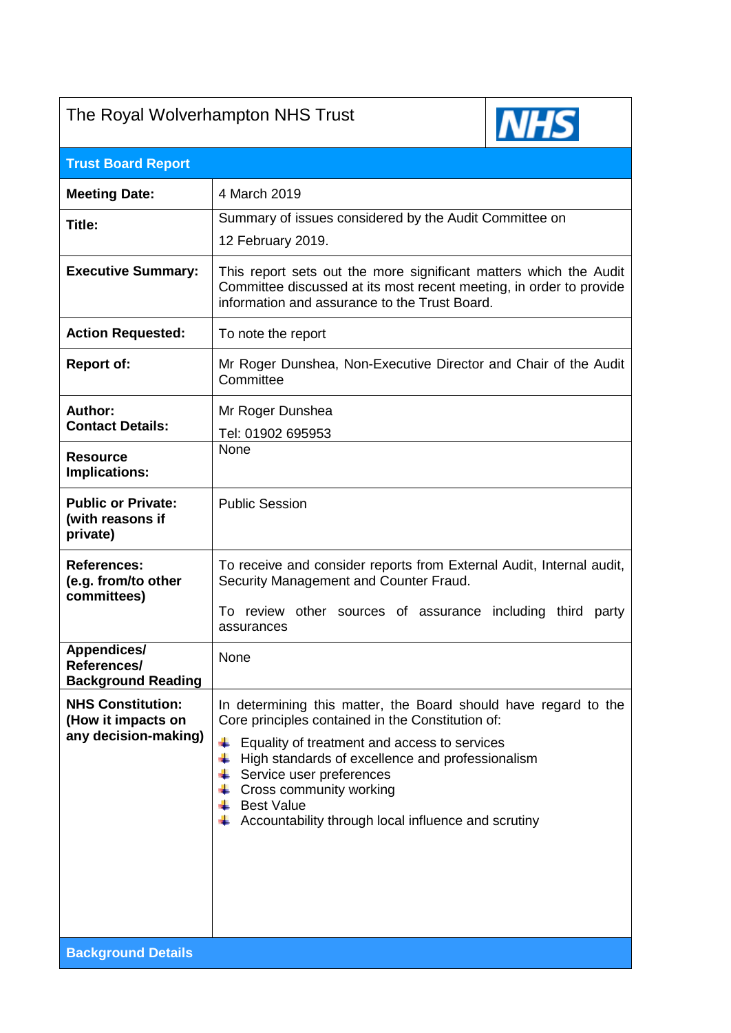| The Royal Wolverhampton NHS Trust | NHS |
|---|---|
| **Trust Board Report** | |
| **Meeting Date:** | 4 March 2019 |
| **Title:** | Summary of issues considered by the Audit Committee on 12 February 2019. |
| **Executive Summary:** | This report sets out the more significant matters which the Audit Committee discussed at its most recent meeting, in order to provide information and assurance to the Trust Board. |
| **Action Requested:** | To note the report |
| **Report of:** | Mr Roger Dunshea, Non-Executive Director and Chair of the Audit Committee |
| **Author:** **Contact Details:** | Mr Roger Dunshea Tel: 01902 695953 |
| **Resource Implications:** | None |
| **Public or Private: (with reasons if private)** | Public Session |
| **References: (e.g. from/to other committees)** | To receive and consider reports from External Audit, Internal audit, Security Management and Counter Fraud. To review other sources of assurance including third party assurances |
| **Appendices/ References/ Background Reading** | None |
| **NHS Constitution: (How it impacts on any decision-making)** | In determining this matter, the Board should have regard to the Core principles contained in the Constitution of: <br>- Equality of treatment and access to services <br>- High standards of excellence and professionalism <br>- Service user preferences <br>- Cross community working <br>- Best Value <br>- Accountability through local influence and scrutiny |
| **Background Details** | |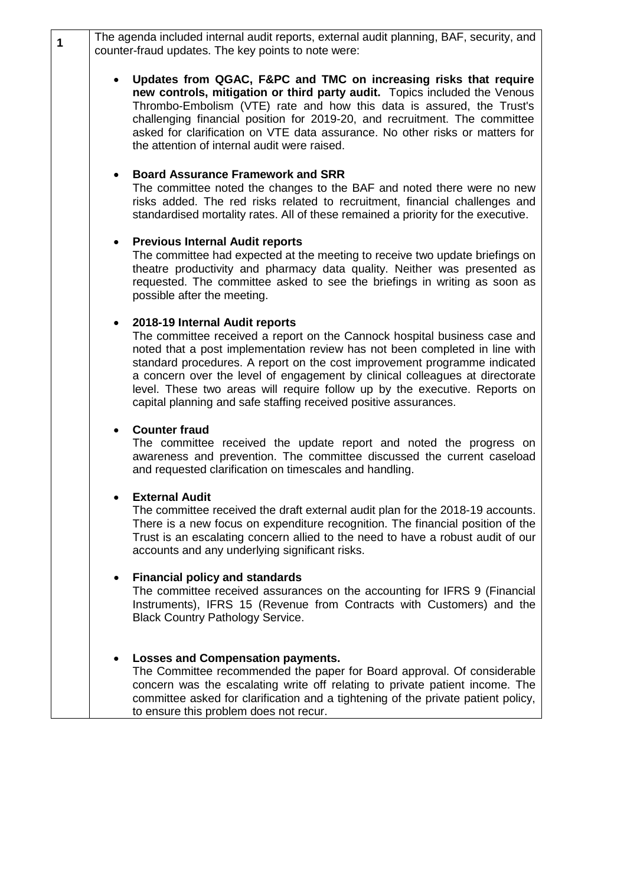| | |
|---|---|
| **1** | The agenda included internal audit reports, external audit planning, BAF, security, and counter-fraud updates. The key points to note were:<br><br>• **Updates from QGAC, F&PC and TMC on increasing risks that require new controls, mitigation or third party audit.** Topics included the Venous Thrombo-Embolism (VTE) rate and how this data is assured, the Trust's challenging financial position for 2019-20, and recruitment. The committee asked for clarification on VTE data assurance. No other risks or matters for the attention of internal audit were raised.<br><br>• **Board Assurance Framework and SRR**<br>The committee noted the changes to the BAF and noted there were no new risks added. The red risks related to recruitment, financial challenges and standardised mortality rates. All of these remained a priority for the executive.<br><br>• **Previous Internal Audit reports**<br>The committee had expected at the meeting to receive two update briefings on theatre productivity and pharmacy data quality. Neither was presented as requested. The committee asked to see the briefings in writing as soon as possible after the meeting.<br><br>• **2018-19 Internal Audit reports**<br>The committee received a report on the Cannock hospital business case and noted that a post implementation review has not been completed in line with standard procedures. A report on the cost improvement programme indicated a concern over the level of engagement by clinical colleagues at directorate level. These two areas will require follow up by the executive. Reports on capital planning and safe staffing received positive assurances.<br><br>• **Counter fraud**<br>The committee received the update report and noted the progress on awareness and prevention. The committee discussed the current caseload and requested clarification on timescales and handling.<br><br>• **External Audit**<br>The committee received the draft external audit plan for the 2018-19 accounts. There is a new focus on expenditure recognition. The financial position of the Trust is an escalating concern allied to the need to have a robust audit of our accounts and any underlying significant risks.<br><br>• **Financial policy and standards**<br>The committee received assurances on the accounting for IFRS 9 (Financial Instruments), IFRS 15 (Revenue from Contracts with Customers) and the Black Country Pathology Service.<br><br>• **Losses and Compensation payments.**<br>The Committee recommended the paper for Board approval. Of considerable concern was the escalating write off relating to private patient income. The committee asked for clarification and a tightening of the private patient policy, to ensure this problem does not recur. |